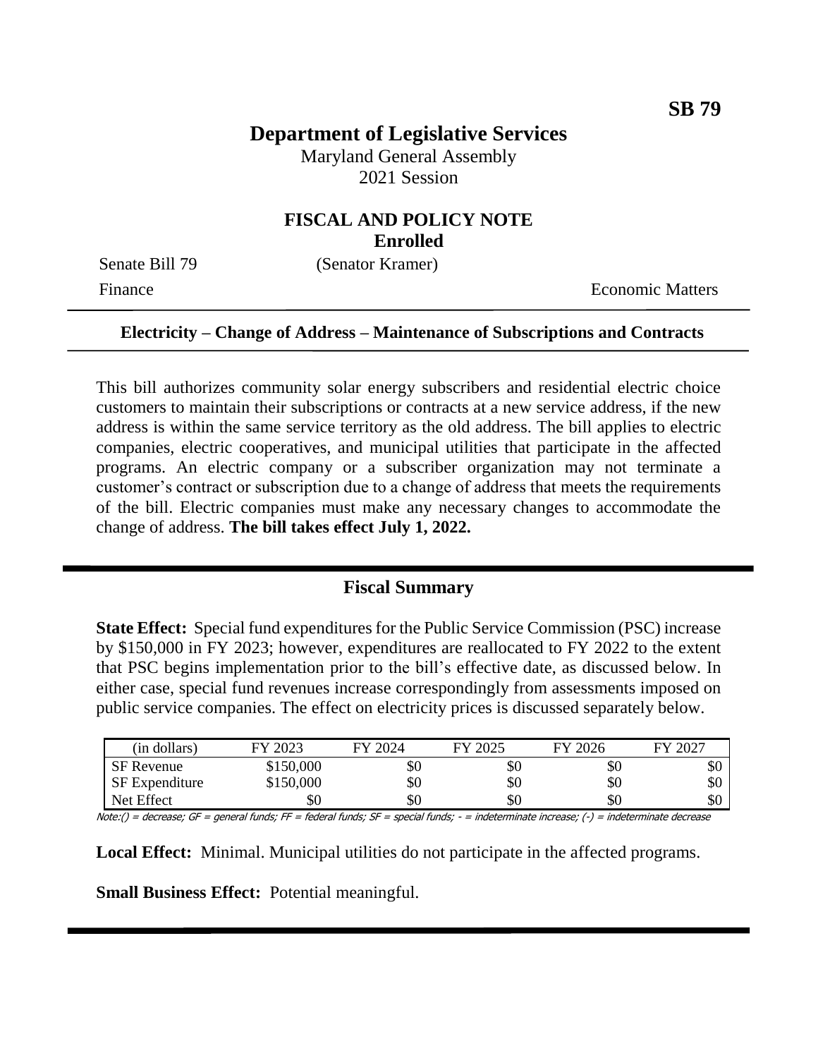**SB 79**

# Department of Legislative Services

Maryland General Assembly
2021 Session

## FISCAL AND POLICY NOTE
**Enrolled**

Senate Bill 79 (Senator Kramer)

Finance Economic Matters

---

**Electricity – Change of Address – Maintenance of Subscriptions and Contracts**

---

This bill authorizes community solar energy subscribers and residential electric choice customers to maintain their subscriptions or contracts at a new service address, if the new address is within the same service territory as the old address. The bill applies to electric companies, electric cooperatives, and municipal utilities that participate in the affected programs. An electric company or a subscriber organization may not terminate a customer's contract or subscription due to a change of address that meets the requirements of the bill. Electric companies must make any necessary changes to accommodate the change of address. **The bill takes effect July 1, 2022.**

---

## Fiscal Summary

**State Effect:** Special fund expenditures for the Public Service Commission (PSC) increase by $150,000 in FY 2023; however, expenditures are reallocated to FY 2022 to the extent that PSC begins implementation prior to the bill's effective date, as discussed below. In either case, special fund revenues increase correspondingly from assessments imposed on public service companies. The effect on electricity prices is discussed separately below.

| (in dollars) | FY 2023 | FY 2024 | FY 2025 | FY 2026 | FY 2027 |
|---|---|---|---|---|---|
| SF Revenue | $150,000 | $0 | $0 | $0 | $0 |
| SF Expenditure | $150,000 | $0 | $0 | $0 | $0 |
| Net Effect | $0 | $0 | $0 | $0 | $0 |

Note:() = decrease; GF = general funds; FF = federal funds; SF = special funds; - = indeterminate increase; (-) = indeterminate decrease

**Local Effect:** Minimal. Municipal utilities do not participate in the affected programs.

**Small Business Effect:** Potential meaningful.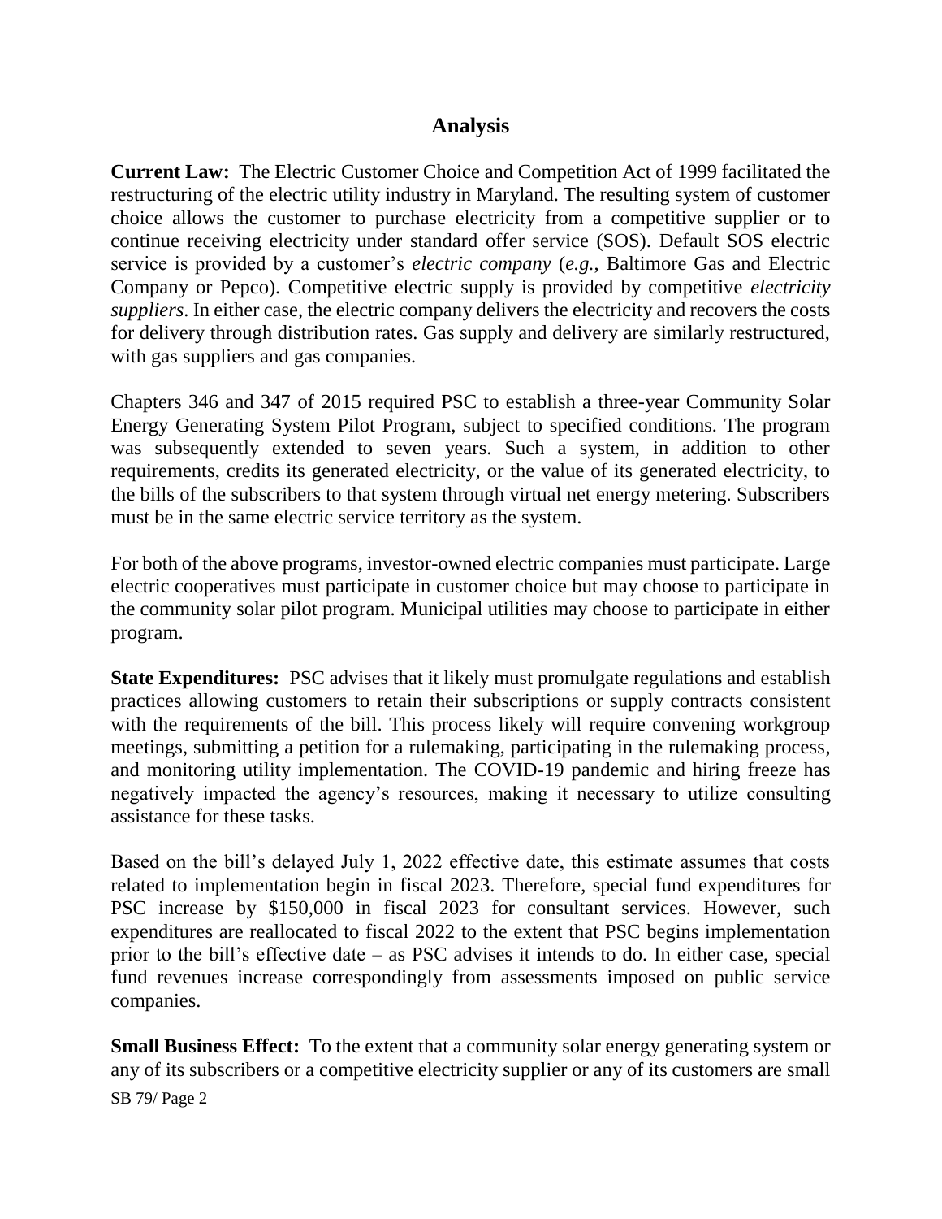## Analysis

**Current Law:** The Electric Customer Choice and Competition Act of 1999 facilitated the restructuring of the electric utility industry in Maryland. The resulting system of customer choice allows the customer to purchase electricity from a competitive supplier or to continue receiving electricity under standard offer service (SOS). Default SOS electric service is provided by a customer's *electric company* (*e.g.*, Baltimore Gas and Electric Company or Pepco). Competitive electric supply is provided by competitive *electricity suppliers*. In either case, the electric company delivers the electricity and recovers the costs for delivery through distribution rates. Gas supply and delivery are similarly restructured, with gas suppliers and gas companies.

Chapters 346 and 347 of 2015 required PSC to establish a three-year Community Solar Energy Generating System Pilot Program, subject to specified conditions. The program was subsequently extended to seven years. Such a system, in addition to other requirements, credits its generated electricity, or the value of its generated electricity, to the bills of the subscribers to that system through virtual net energy metering. Subscribers must be in the same electric service territory as the system.

For both of the above programs, investor-owned electric companies must participate. Large electric cooperatives must participate in customer choice but may choose to participate in the community solar pilot program. Municipal utilities may choose to participate in either program.

**State Expenditures:** PSC advises that it likely must promulgate regulations and establish practices allowing customers to retain their subscriptions or supply contracts consistent with the requirements of the bill. This process likely will require convening workgroup meetings, submitting a petition for a rulemaking, participating in the rulemaking process, and monitoring utility implementation. The COVID-19 pandemic and hiring freeze has negatively impacted the agency's resources, making it necessary to utilize consulting assistance for these tasks.

Based on the bill's delayed July 1, 2022 effective date, this estimate assumes that costs related to implementation begin in fiscal 2023. Therefore, special fund expenditures for PSC increase by $150,000 in fiscal 2023 for consultant services. However, such expenditures are reallocated to fiscal 2022 to the extent that PSC begins implementation prior to the bill's effective date – as PSC advises it intends to do. In either case, special fund revenues increase correspondingly from assessments imposed on public service companies.

**Small Business Effect:** To the extent that a community solar energy generating system or any of its subscribers or a competitive electricity supplier or any of its customers are small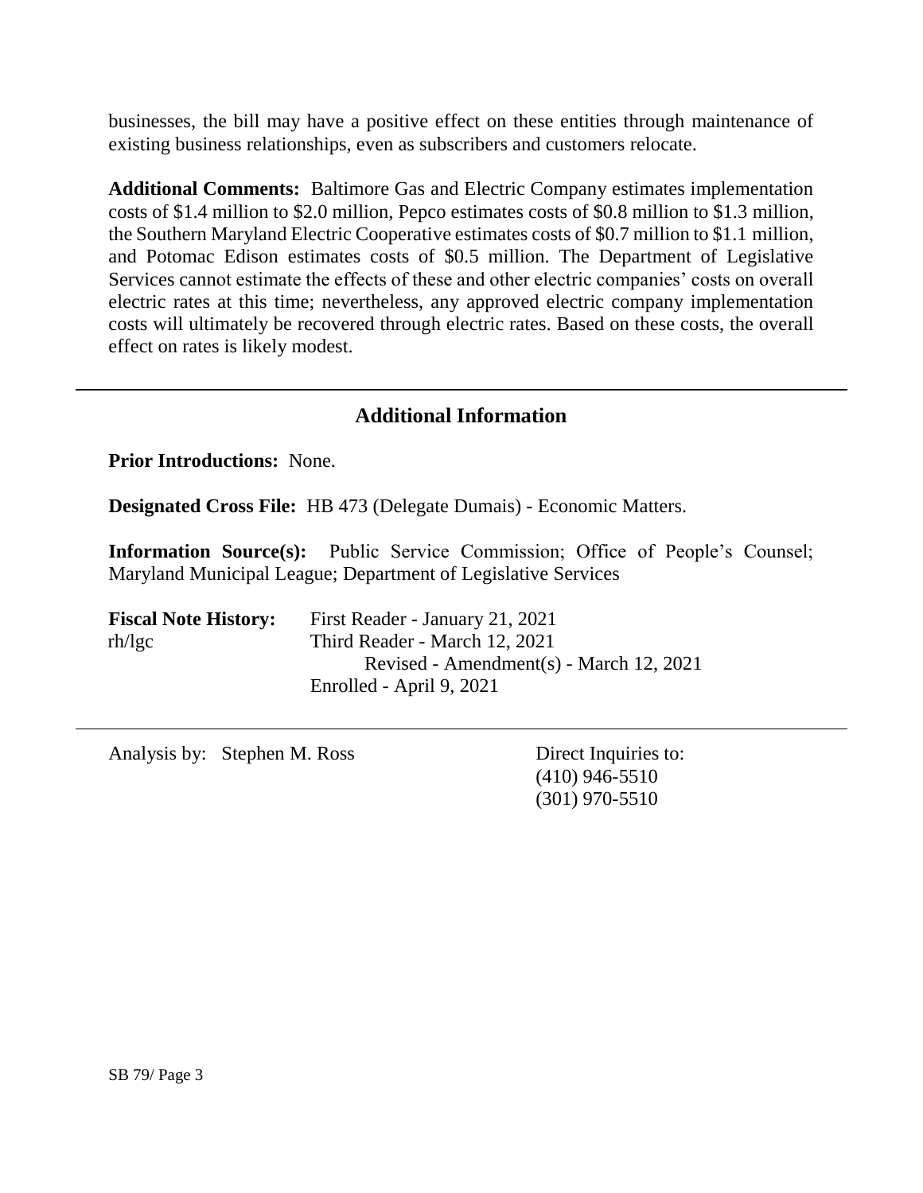businesses, the bill may have a positive effect on these entities through maintenance of existing business relationships, even as subscribers and customers relocate.

**Additional Comments:** Baltimore Gas and Electric Company estimates implementation costs of $1.4 million to $2.0 million, Pepco estimates costs of $0.8 million to $1.3 million, the Southern Maryland Electric Cooperative estimates costs of $0.7 million to $1.1 million, and Potomac Edison estimates costs of $0.5 million. The Department of Legislative Services cannot estimate the effects of these and other electric companies' costs on overall electric rates at this time; nevertheless, any approved electric company implementation costs will ultimately be recovered through electric rates. Based on these costs, the overall effect on rates is likely modest.

---

## Additional Information

**Prior Introductions:** None.

**Designated Cross File:** HB 473 (Delegate Dumais) - Economic Matters.

**Information Source(s):** Public Service Commission; Office of People's Counsel; Maryland Municipal League; Department of Legislative Services

**Fiscal Note History:** First Reader - January 21, 2021
rh/lgc Third Reader - March 12, 2021
Revised - Amendment(s) - March 12, 2021
Enrolled - April 9, 2021

---

Analysis by: Stephen M. Ross

Direct Inquiries to:
(410) 946-5510
(301) 970-5510